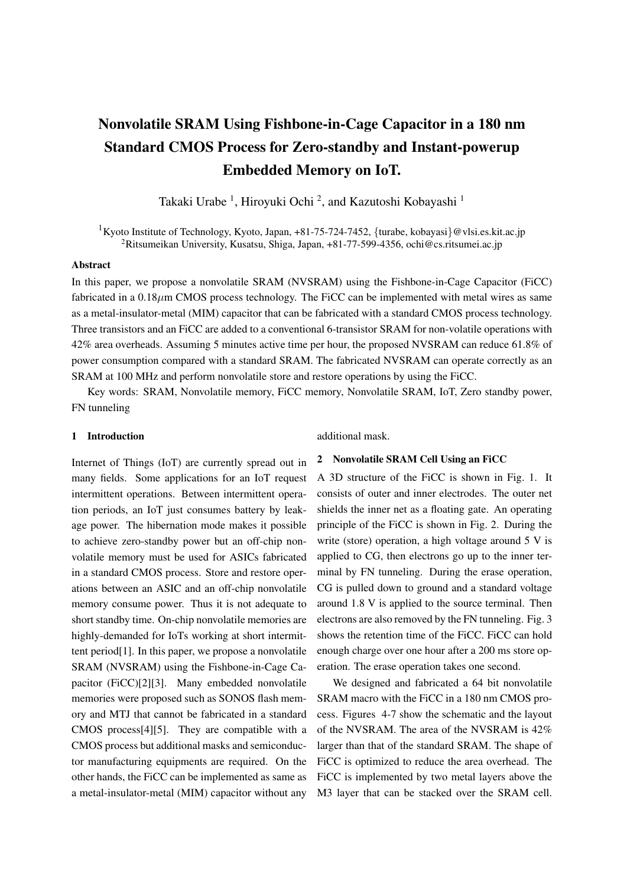# Nonvolatile SRAM Using Fishbone-in-Cage Capacitor in a 180 nm Standard CMOS Process for Zero-standby and Instant-powerup Embedded Memory on IoT.

Takaki Urabe [1], Hiroyuki Ochi [2], and Kazutoshi Kobayashi [1]

[1]Kyoto Institute of Technology, Kyoto, Japan, +81-75-724-7452, {turabe, kobayasi}@vlsi.es.kit.ac.jp
[2]Ritsumeikan University, Kusatsu, Shiga, Japan, +81-77-599-4356, ochi@cs.ritsumei.ac.jp

### Abstract

In this paper, we propose a nonvolatile SRAM (NVSRAM) using the Fishbone-in-Cage Capacitor (FiCC) fabricated in a 0.18$\mu$m CMOS process technology. The FiCC can be implemented with metal wires as same as a metal-insulator-metal (MIM) capacitor that can be fabricated with a standard CMOS process technology. Three transistors and an FiCC are added to a conventional 6-transistor SRAM for non-volatile operations with 42% area overheads. Assuming 5 minutes active time per hour, the proposed NVSRAM can reduce 61.8% of power consumption compared with a standard SRAM. The fabricated NVSRAM can operate correctly as an SRAM at 100 MHz and perform nonvolatile store and restore operations by using the FiCC.

Key words: SRAM, Nonvolatile memory, FiCC memory, Nonvolatile SRAM, IoT, Zero standby power, FN tunneling

## 1 Introduction

Internet of Things (IoT) are currently spread out in many fields. Some applications for an IoT request intermittent operations. Between intermittent operation periods, an IoT just consumes battery by leakage power. The hibernation mode makes it possible to achieve zero-standby power but an off-chip nonvolatile memory must be used for ASICs fabricated in a standard CMOS process. Store and restore operations between an ASIC and an off-chip nonvolatile memory consume power. Thus it is not adequate to short standby time. On-chip nonvolatile memories are highly-demanded for IoTs working at short intermittent period[1]. In this paper, we propose a nonvolatile SRAM (NVSRAM) using the Fishbone-in-Cage Capacitor (FiCC)[2][3]. Many embedded nonvolatile memories were proposed such as SONOS flash memory and MTJ that cannot be fabricated in a standard CMOS process[4][5]. They are compatible with a CMOS process but additional masks and semiconductor manufacturing equipments are required. On the other hands, the FiCC can be implemented as same as a metal-insulator-metal (MIM) capacitor without any additional mask.

## 2 Nonvolatile SRAM Cell Using an FiCC

A 3D structure of the FiCC is shown in Fig. 1. It consists of outer and inner electrodes. The outer net shields the inner net as a floating gate. An operating principle of the FiCC is shown in Fig. 2. During the write (store) operation, a high voltage around 5 V is applied to CG, then electrons go up to the inner terminal by FN tunneling. During the erase operation, CG is pulled down to ground and a standard voltage around 1.8 V is applied to the source terminal. Then electrons are also removed by the FN tunneling. Fig. 3 shows the retention time of the FiCC. FiCC can hold enough charge over one hour after a 200 ms store operation. The erase operation takes one second.

We designed and fabricated a 64 bit nonvolatile SRAM macro with the FiCC in a 180 nm CMOS process. Figures 4-7 show the schematic and the layout of the NVSRAM. The area of the NVSRAM is 42% larger than that of the standard SRAM. The shape of FiCC is optimized to reduce the area overhead. The FiCC is implemented by two metal layers above the M3 layer that can be stacked over the SRAM cell.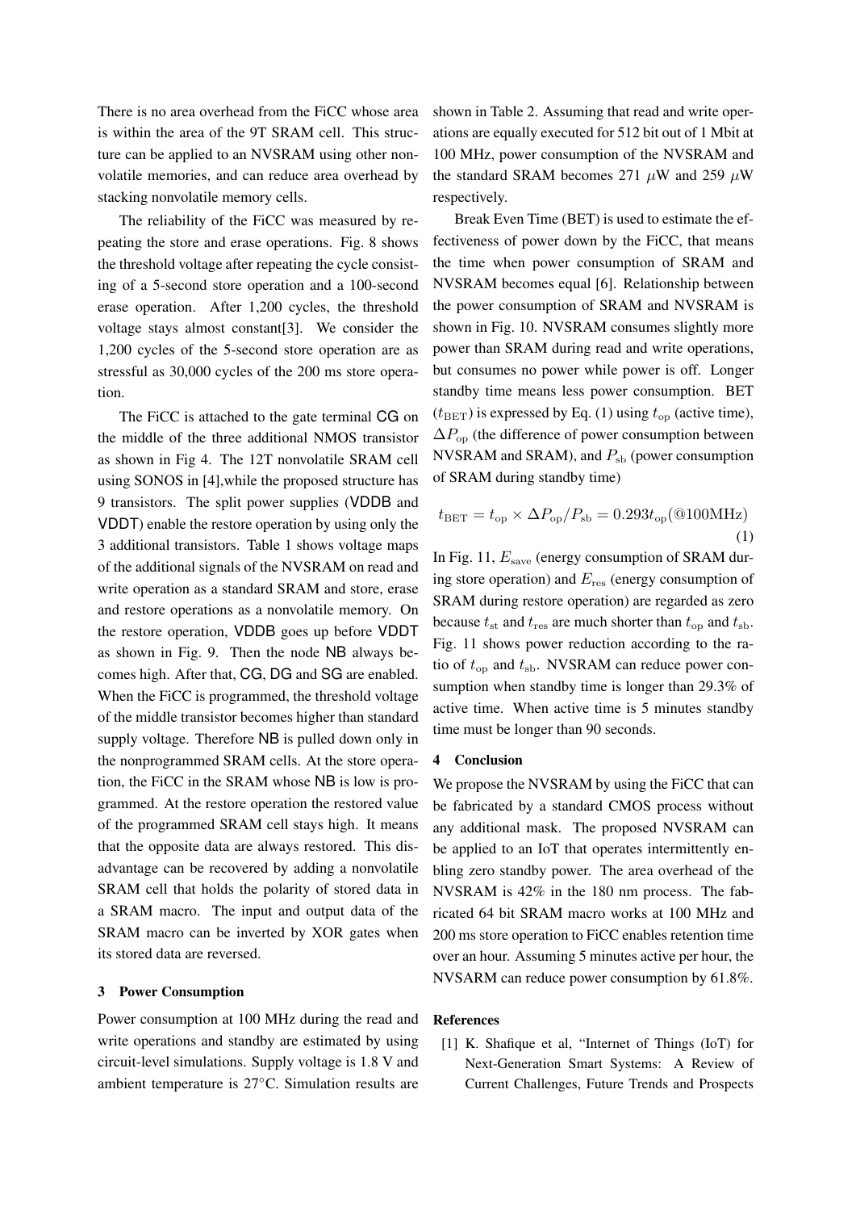There is no area overhead from the FiCC whose area is within the area of the 9T SRAM cell. This structure can be applied to an NVSRAM using other nonvolatile memories, and can reduce area overhead by stacking nonvolatile memory cells.

The reliability of the FiCC was measured by repeating the store and erase operations. Fig. 8 shows the threshold voltage after repeating the cycle consisting of a 5-second store operation and a 100-second erase operation. After 1,200 cycles, the threshold voltage stays almost constant[3]. We consider the 1,200 cycles of the 5-second store operation are as stressful as 30,000 cycles of the 200 ms store operation.

The FiCC is attached to the gate terminal CG on the middle of the three additional NMOS transistor as shown in Fig 4. The 12T nonvolatile SRAM cell using SONOS in [4],while the proposed structure has 9 transistors. The split power supplies (VDDB and VDDT) enable the restore operation by using only the 3 additional transistors. Table 1 shows voltage maps of the additional signals of the NVSRAM on read and write operation as a standard SRAM and store, erase and restore operations as a nonvolatile memory. On the restore operation, VDDB goes up before VDDT as shown in Fig. 9. Then the node NB always becomes high. After that, CG, DG and SG are enabled. When the FiCC is programmed, the threshold voltage of the middle transistor becomes higher than standard supply voltage. Therefore NB is pulled down only in the nonprogrammed SRAM cells. At the store operation, the FiCC in the SRAM whose NB is low is programmed. At the restore operation the restored value of the programmed SRAM cell stays high. It means that the opposite data are always restored. This disadvantage can be recovered by adding a nonvolatile SRAM cell that holds the polarity of stored data in a SRAM macro. The input and output data of the SRAM macro can be inverted by XOR gates when its stored data are reversed.

## 3 Power Consumption

Power consumption at 100 MHz during the read and write operations and standby are estimated by using circuit-level simulations. Supply voltage is 1.8 V and ambient temperature is 27°C. Simulation results are shown in Table 2. Assuming that read and write operations are equally executed for 512 bit out of 1 Mbit at 100 MHz, power consumption of the NVSRAM and the standard SRAM becomes 271 $\mu$W and 259 $\mu$W respectively.

Break Even Time (BET) is used to estimate the effectiveness of power down by the FiCC, that means the time when power consumption of SRAM and NVSRAM becomes equal [6]. Relationship between the power consumption of SRAM and NVSRAM is shown in Fig. 10. NVSRAM consumes slightly more power than SRAM during read and write operations, but consumes no power while power is off. Longer standby time means less power consumption. BET ($t_{\mathrm{BET}}$) is expressed by Eq. (1) using $t_{\mathrm{op}}$ (active time), $\Delta P_{\mathrm{op}}$ (the difference of power consumption between NVSRAM and SRAM), and $P_{\mathrm{sb}}$ (power consumption of SRAM during standby time)

$$t_{\mathrm{BET}} = t_{\mathrm{op}} \times \Delta P_{\mathrm{op}} / P_{\mathrm{sb}} = 0.293 t_{\mathrm{op}} (@100\mathrm{MHz}) \quad (1)$$

In Fig. 11, $E_{\mathrm{save}}$ (energy consumption of SRAM during store operation) and $E_{\mathrm{res}}$ (energy consumption of SRAM during restore operation) are regarded as zero because $t_{\mathrm{st}}$ and $t_{\mathrm{res}}$ are much shorter than $t_{\mathrm{op}}$ and $t_{\mathrm{sb}}$. Fig. 11 shows power reduction according to the ratio of $t_{\mathrm{op}}$ and $t_{\mathrm{sb}}$. NVSRAM can reduce power consumption when standby time is longer than 29.3% of active time. When active time is 5 minutes standby time must be longer than 90 seconds.

## 4 Conclusion

We propose the NVSRAM by using the FiCC that can be fabricated by a standard CMOS process without any additional mask. The proposed NVSRAM can be applied to an IoT that operates intermittently enbling zero standby power. The area overhead of the NVSRAM is 42% in the 180 nm process. The fabricated 64 bit SRAM macro works at 100 MHz and 200 ms store operation to FiCC enables retention time over an hour. Assuming 5 minutes active per hour, the NVSARM can reduce power consumption by 61.8%.

## References

[1] K. Shafique et al, "Internet of Things (IoT) for Next-Generation Smart Systems: A Review of Current Challenges, Future Trends and Prospects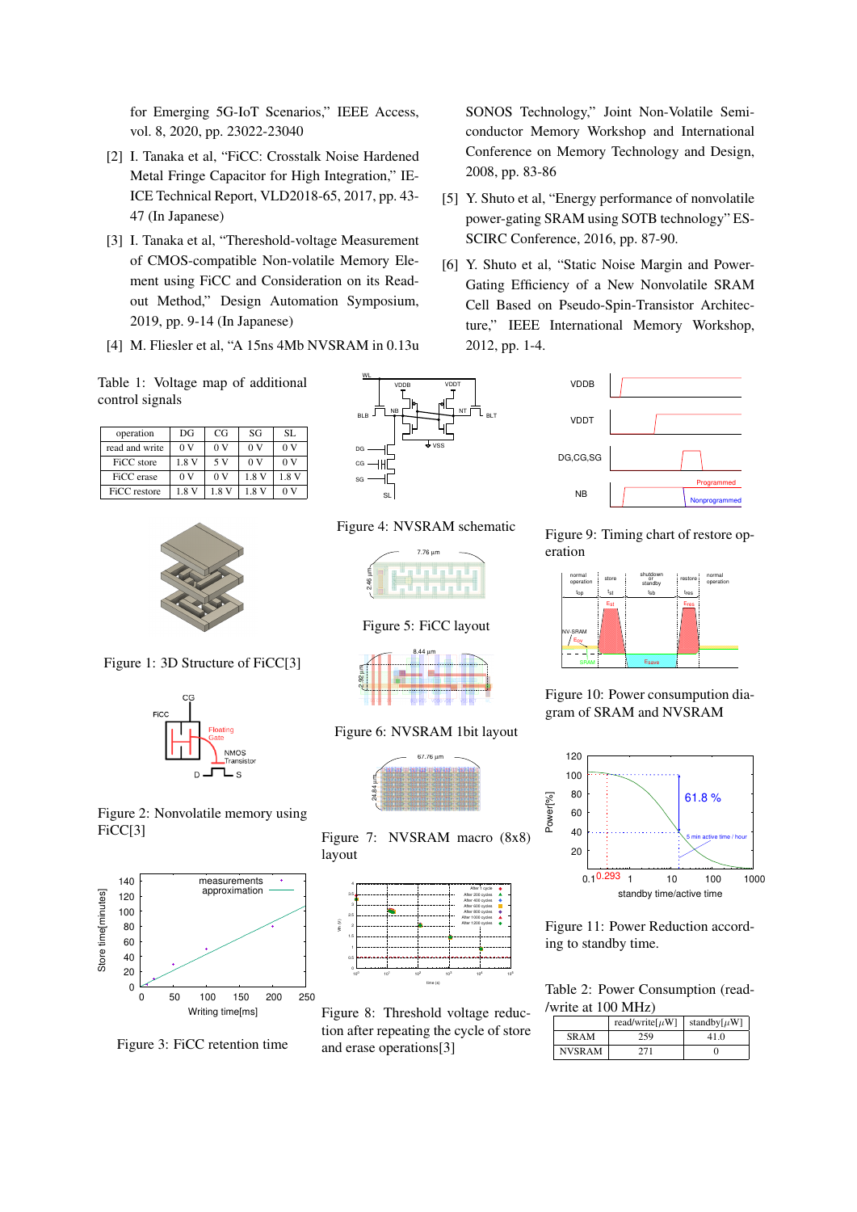for Emerging 5G-IoT Scenarios," IEEE Access, vol. 8, 2020, pp. 23022-23040

[2] I. Tanaka et al, "FiCC: Crosstalk Noise Hardened Metal Fringe Capacitor for High Integration," IEICE Technical Report, VLD2018-65, 2017, pp. 43-47 (In Japanese)

[3] I. Tanaka et al, "Thereshold-voltage Measurement of CMOS-compatible Non-volatile Memory Element using FiCC and Consideration on its Read-out Method," Design Automation Symposium, 2019, pp. 9-14 (In Japanese)

[4] M. Fliesler et al, "A 15ns 4Mb NVSRAM in 0.13u SONOS Technology," Joint Non-Volatile Semiconductor Memory Workshop and International Conference on Memory Technology and Design, 2008, pp. 83-86

[5] Y. Shuto et al, "Energy performance of nonvolatile power-gating SRAM using SOTB technology" ESSCIRC Conference, 2016, pp. 87-90.

[6] Y. Shuto et al, "Static Noise Margin and Power-Gating Efficiency of a New Nonvolatile SRAM Cell Based on Pseudo-Spin-Transistor Architecture," IEEE International Memory Workshop, 2012, pp. 1-4.

Table 1: Voltage map of additional control signals

| operation | DG | CG | SG | SL |
|---|---|---|---|---|
| read and write | 0 V | 0 V | 0 V | 0 V |
| FiCC store | 1.8 V | 5 V | 0 V | 0 V |
| FiCC erase | 0 V | 0 V | 1.8 V | 1.8 V |
| FiCC restore | 1.8 V | 1.8 V | 1.8 V | 0 V |

Figure 1: 3D Structure of FiCC[3]

CG
FiCC
Floating Gate
NMOS Transistor
D
S

Figure 2: Nonvolatile memory using FiCC[3]

140
120
100
80
60
40
20
0
Store time[minutes]
0 50 100 150 200 250
Writing time[ms]
measurements
approximation

Figure 3: FiCC retention time

WL
VDDB
VDDT
BLB
NB
NT
BLT
VSS
DG
CG
SG
SL

Figure 4: NVSRAM schematic

7.76 µm
2.46 µm

Figure 5: FiCC layout

8.44 µm
2.92 µm

Figure 6: NVSRAM 1bit layout

67.76 µm
24.84 µm

Figure 7: NVSRAM macro (8x8) layout

Figure 8: Threshold voltage reduction after repeating the cycle of store and erase operations[3]

VDDB
VDDT
DG,CG,SG
NB
Programmed
Nonprogrammed

Figure 9: Timing chart of restore operation

normal operation
store
shutdown or standby
restore
normal operation
$t_{op}$
$t_{st}$
$t_{sb}$
$t_{res}$
$E_{st}$
$E_{res}$
NV-SRAM
$E_{op}$
SRAM
$E_{save}$

Figure 10: Power consumption diagram of SRAM and NVSRAM

120
100
80
60
40
20
Power[%]
0.1
0.293
1
10
100
1000
standby time/active time
61.8 %
5 min active time / hour

Figure 11: Power Reduction according to standby time.

Table 2: Power Consumption (read-/write at 100 MHz)

| | read/write[$\mu$W] | standby[$\mu$W] |
|---|---|---|
| SRAM | 259 | 41.0 |
| NVSRAM | 271 | 0 |